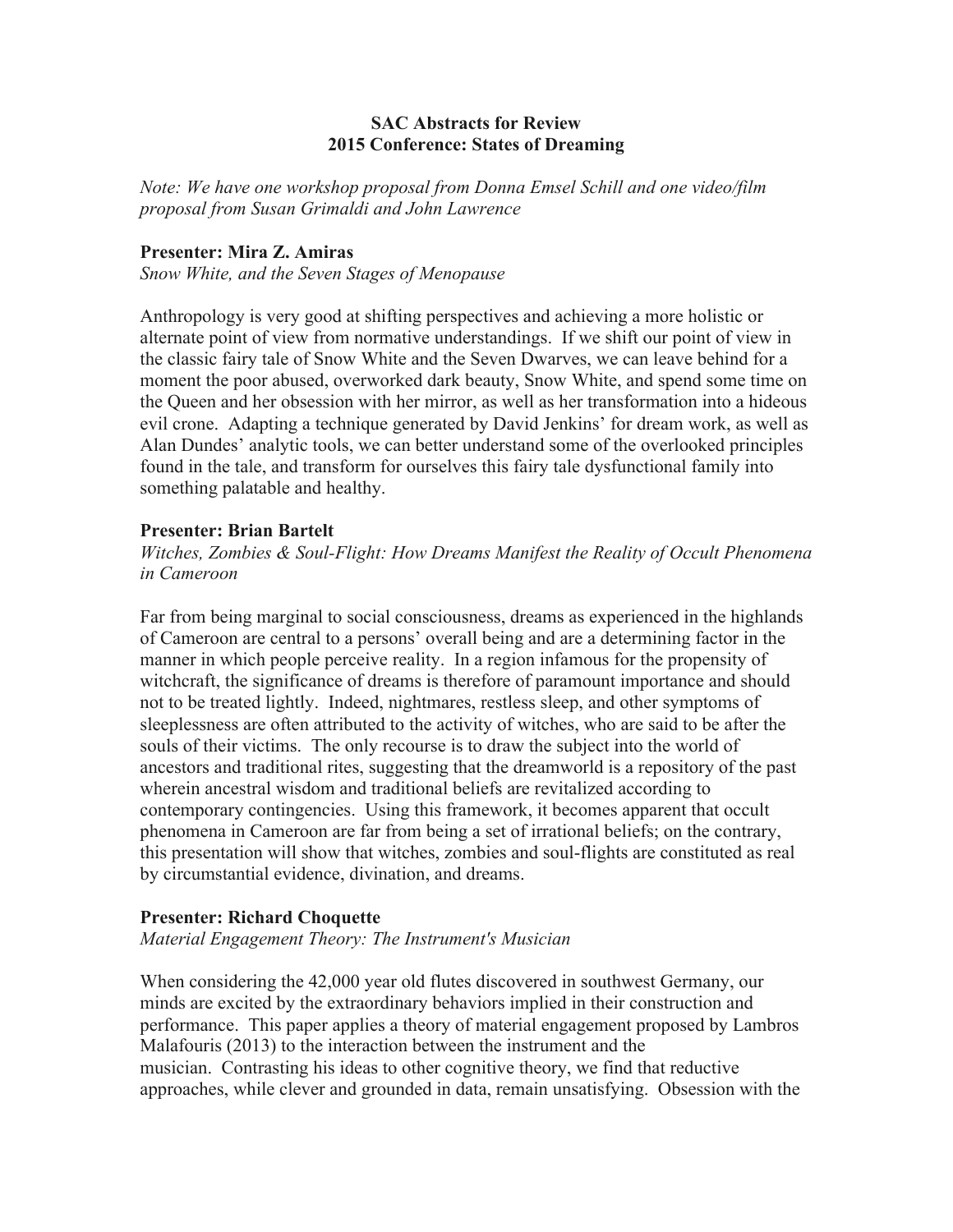**SAC Abstracts for Review**
**2015 Conference: States of Dreaming**

*Note: We have one workshop proposal from Donna Emsel Schill and one video/film proposal from Susan Grimaldi and John Lawrence*

**Presenter: Mira Z. Amiras**
*Snow White, and the Seven Stages of Menopause*

Anthropology is very good at shifting perspectives and achieving a more holistic or alternate point of view from normative understandings. If we shift our point of view in the classic fairy tale of Snow White and the Seven Dwarves, we can leave behind for a moment the poor abused, overworked dark beauty, Snow White, and spend some time on the Queen and her obsession with her mirror, as well as her transformation into a hideous evil crone. Adapting a technique generated by David Jenkins' for dream work, as well as Alan Dundes' analytic tools, we can better understand some of the overlooked principles found in the tale, and transform for ourselves this fairy tale dysfunctional family into something palatable and healthy.

**Presenter: Brian Bartelt**
*Witches, Zombies & Soul-Flight: How Dreams Manifest the Reality of Occult Phenomena in Cameroon*

Far from being marginal to social consciousness, dreams as experienced in the highlands of Cameroon are central to a persons' overall being and are a determining factor in the manner in which people perceive reality. In a region infamous for the propensity of witchcraft, the significance of dreams is therefore of paramount importance and should not to be treated lightly. Indeed, nightmares, restless sleep, and other symptoms of sleeplessness are often attributed to the activity of witches, who are said to be after the souls of their victims. The only recourse is to draw the subject into the world of ancestors and traditional rites, suggesting that the dreamworld is a repository of the past wherein ancestral wisdom and traditional beliefs are revitalized according to contemporary contingencies. Using this framework, it becomes apparent that occult phenomena in Cameroon are far from being a set of irrational beliefs; on the contrary, this presentation will show that witches, zombies and soul-flights are constituted as real by circumstantial evidence, divination, and dreams.

**Presenter: Richard Choquette**
*Material Engagement Theory: The Instrument's Musician*

When considering the 42,000 year old flutes discovered in southwest Germany, our minds are excited by the extraordinary behaviors implied in their construction and performance. This paper applies a theory of material engagement proposed by Lambros Malafouris (2013) to the interaction between the instrument and the musician. Contrasting his ideas to other cognitive theory, we find that reductive approaches, while clever and grounded in data, remain unsatisfying. Obsession with the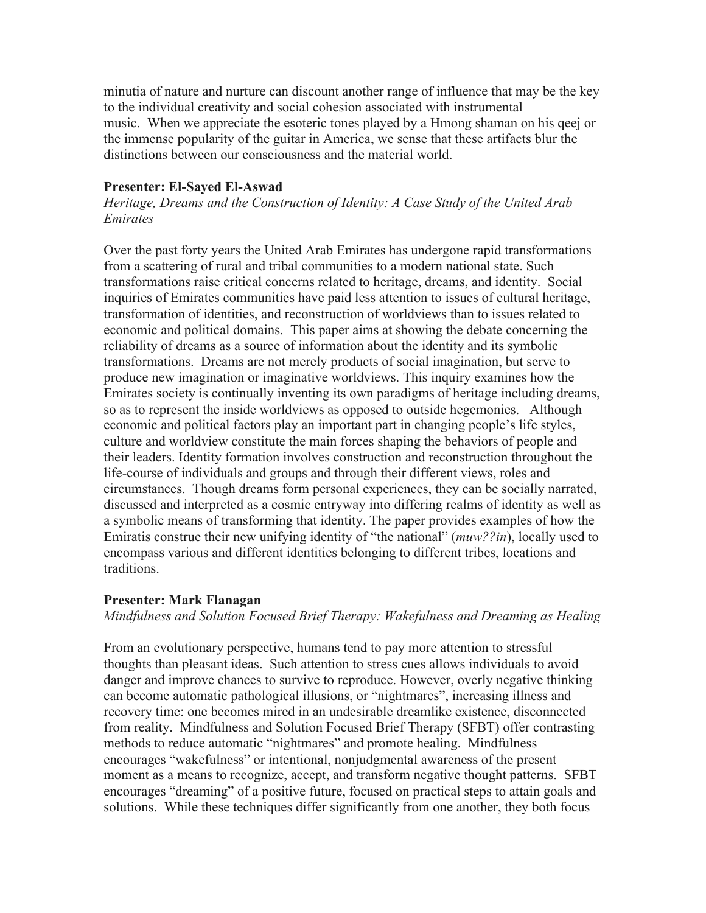minutia of nature and nurture can discount another range of influence that may be the key to the individual creativity and social cohesion associated with instrumental music. When we appreciate the esoteric tones played by a Hmong shaman on his qeej or the immense popularity of the guitar in America, we sense that these artifacts blur the distinctions between our consciousness and the material world.

**Presenter: El-Sayed El-Aswad**

*Heritage, Dreams and the Construction of Identity: A Case Study of the United Arab Emirates*

Over the past forty years the United Arab Emirates has undergone rapid transformations from a scattering of rural and tribal communities to a modern national state. Such transformations raise critical concerns related to heritage, dreams, and identity. Social inquiries of Emirates communities have paid less attention to issues of cultural heritage, transformation of identities, and reconstruction of worldviews than to issues related to economic and political domains. This paper aims at showing the debate concerning the reliability of dreams as a source of information about the identity and its symbolic transformations. Dreams are not merely products of social imagination, but serve to produce new imagination or imaginative worldviews. This inquiry examines how the Emirates society is continually inventing its own paradigms of heritage including dreams, so as to represent the inside worldviews as opposed to outside hegemonies. Although economic and political factors play an important part in changing people's life styles, culture and worldview constitute the main forces shaping the behaviors of people and their leaders. Identity formation involves construction and reconstruction throughout the life-course of individuals and groups and through their different views, roles and circumstances. Though dreams form personal experiences, they can be socially narrated, discussed and interpreted as a cosmic entryway into differing realms of identity as well as a symbolic means of transforming that identity. The paper provides examples of how the Emiratis construe their new unifying identity of "the national" (*muw??in*), locally used to encompass various and different identities belonging to different tribes, locations and traditions.

**Presenter: Mark Flanagan**

*Mindfulness and Solution Focused Brief Therapy: Wakefulness and Dreaming as Healing*

From an evolutionary perspective, humans tend to pay more attention to stressful thoughts than pleasant ideas. Such attention to stress cues allows individuals to avoid danger and improve chances to survive to reproduce. However, overly negative thinking can become automatic pathological illusions, or "nightmares", increasing illness and recovery time: one becomes mired in an undesirable dreamlike existence, disconnected from reality. Mindfulness and Solution Focused Brief Therapy (SFBT) offer contrasting methods to reduce automatic "nightmares" and promote healing. Mindfulness encourages "wakefulness" or intentional, nonjudgmental awareness of the present moment as a means to recognize, accept, and transform negative thought patterns. SFBT encourages "dreaming" of a positive future, focused on practical steps to attain goals and solutions. While these techniques differ significantly from one another, they both focus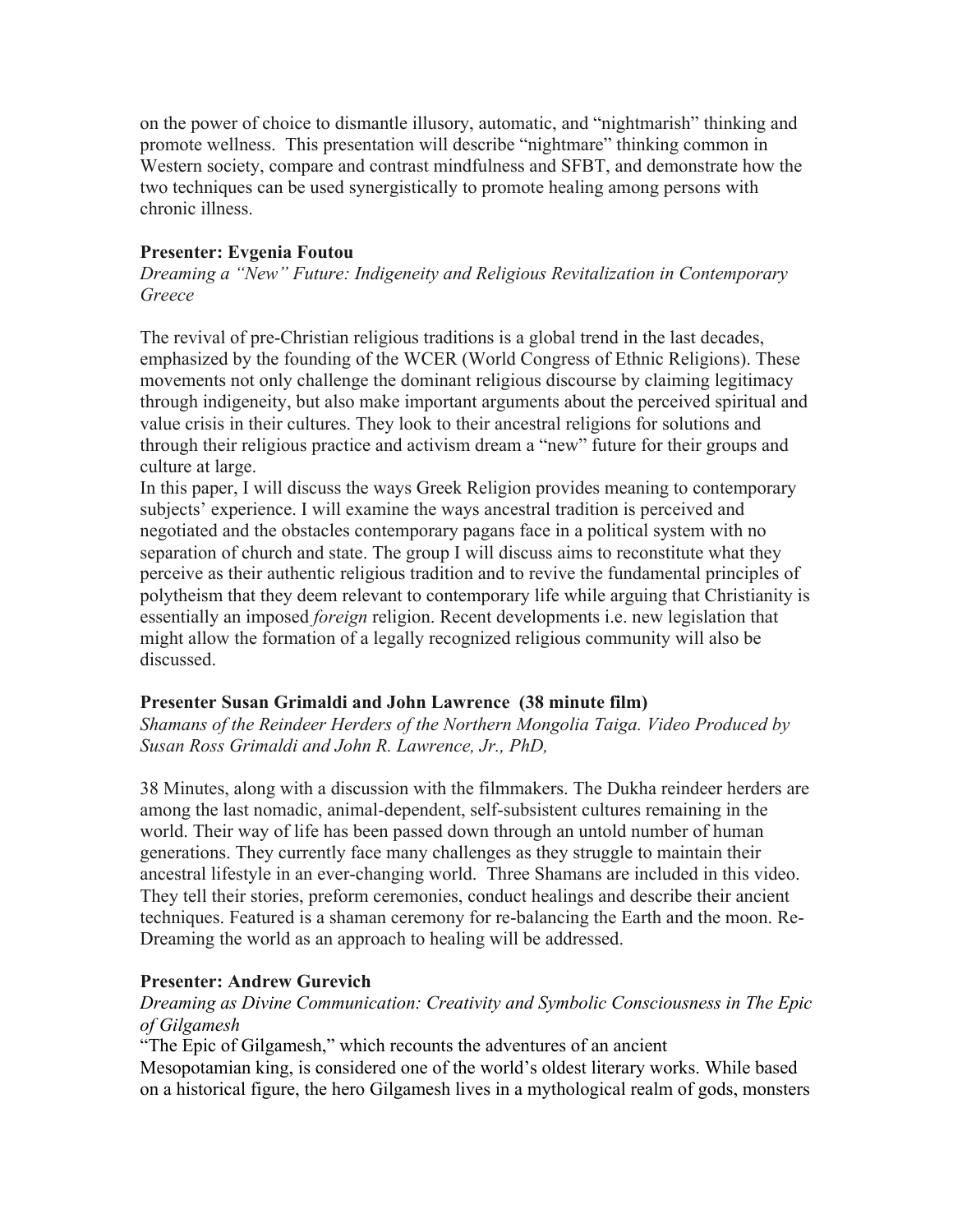on the power of choice to dismantle illusory, automatic, and "nightmarish" thinking and promote wellness. This presentation will describe "nightmare" thinking common in Western society, compare and contrast mindfulness and SFBT, and demonstrate how the two techniques can be used synergistically to promote healing among persons with chronic illness.

**Presenter: Evgenia Foutou**

*Dreaming a "New" Future: Indigeneity and Religious Revitalization in Contemporary Greece*

The revival of pre-Christian religious traditions is a global trend in the last decades, emphasized by the founding of the WCER (World Congress of Ethnic Religions). These movements not only challenge the dominant religious discourse by claiming legitimacy through indigeneity, but also make important arguments about the perceived spiritual and value crisis in their cultures. They look to their ancestral religions for solutions and through their religious practice and activism dream a "new" future for their groups and culture at large.

In this paper, I will discuss the ways Greek Religion provides meaning to contemporary subjects' experience. I will examine the ways ancestral tradition is perceived and negotiated and the obstacles contemporary pagans face in a political system with no separation of church and state. The group I will discuss aims to reconstitute what they perceive as their authentic religious tradition and to revive the fundamental principles of polytheism that they deem relevant to contemporary life while arguing that Christianity is essentially an imposed *foreign* religion. Recent developments i.e. new legislation that might allow the formation of a legally recognized religious community will also be discussed.

**Presenter Susan Grimaldi and John Lawrence (38 minute film)**

*Shamans of the Reindeer Herders of the Northern Mongolia Taiga. Video Produced by Susan Ross Grimaldi and John R. Lawrence, Jr., PhD,*

38 Minutes, along with a discussion with the filmmakers. The Dukha reindeer herders are among the last nomadic, animal-dependent, self-subsistent cultures remaining in the world. Their way of life has been passed down through an untold number of human generations. They currently face many challenges as they struggle to maintain their ancestral lifestyle in an ever-changing world. Three Shamans are included in this video. They tell their stories, preform ceremonies, conduct healings and describe their ancient techniques. Featured is a shaman ceremony for re-balancing the Earth and the moon. Re-Dreaming the world as an approach to healing will be addressed.

**Presenter: Andrew Gurevich**

*Dreaming as Divine Communication: Creativity and Symbolic Consciousness in The Epic of Gilgamesh*

"The Epic of Gilgamesh," which recounts the adventures of an ancient Mesopotamian king, is considered one of the world's oldest literary works. While based on a historical figure, the hero Gilgamesh lives in a mythological realm of gods, monsters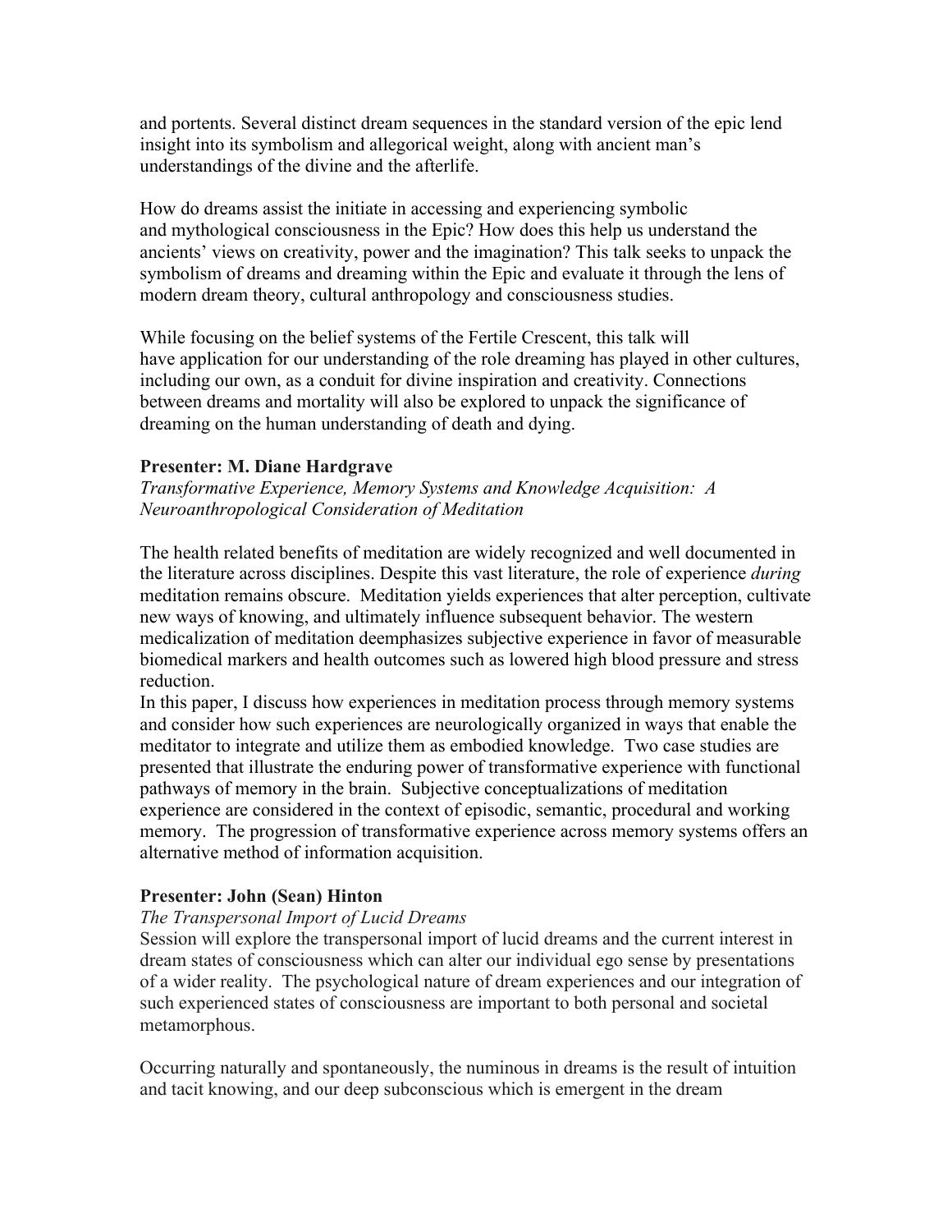and portents. Several distinct dream sequences in the standard version of the epic lend insight into its symbolism and allegorical weight, along with ancient man's understandings of the divine and the afterlife.

How do dreams assist the initiate in accessing and experiencing symbolic and mythological consciousness in the Epic? How does this help us understand the ancients' views on creativity, power and the imagination? This talk seeks to unpack the symbolism of dreams and dreaming within the Epic and evaluate it through the lens of modern dream theory, cultural anthropology and consciousness studies.

While focusing on the belief systems of the Fertile Crescent, this talk will have application for our understanding of the role dreaming has played in other cultures, including our own, as a conduit for divine inspiration and creativity. Connections between dreams and mortality will also be explored to unpack the significance of dreaming on the human understanding of death and dying.

**Presenter: M. Diane Hardgrave**

*Transformative Experience, Memory Systems and Knowledge Acquisition: A Neuroanthropological Consideration of Meditation*

The health related benefits of meditation are widely recognized and well documented in the literature across disciplines. Despite this vast literature, the role of experience *during* meditation remains obscure. Meditation yields experiences that alter perception, cultivate new ways of knowing, and ultimately influence subsequent behavior. The western medicalization of meditation deemphasizes subjective experience in favor of measurable biomedical markers and health outcomes such as lowered high blood pressure and stress reduction.

In this paper, I discuss how experiences in meditation process through memory systems and consider how such experiences are neurologically organized in ways that enable the meditator to integrate and utilize them as embodied knowledge. Two case studies are presented that illustrate the enduring power of transformative experience with functional pathways of memory in the brain. Subjective conceptualizations of meditation experience are considered in the context of episodic, semantic, procedural and working memory. The progression of transformative experience across memory systems offers an alternative method of information acquisition.

**Presenter: John (Sean) Hinton**

*The Transpersonal Import of Lucid Dreams*

Session will explore the transpersonal import of lucid dreams and the current interest in dream states of consciousness which can alter our individual ego sense by presentations of a wider reality. The psychological nature of dream experiences and our integration of such experienced states of consciousness are important to both personal and societal metamorphous.

Occurring naturally and spontaneously, the numinous in dreams is the result of intuition and tacit knowing, and our deep subconscious which is emergent in the dream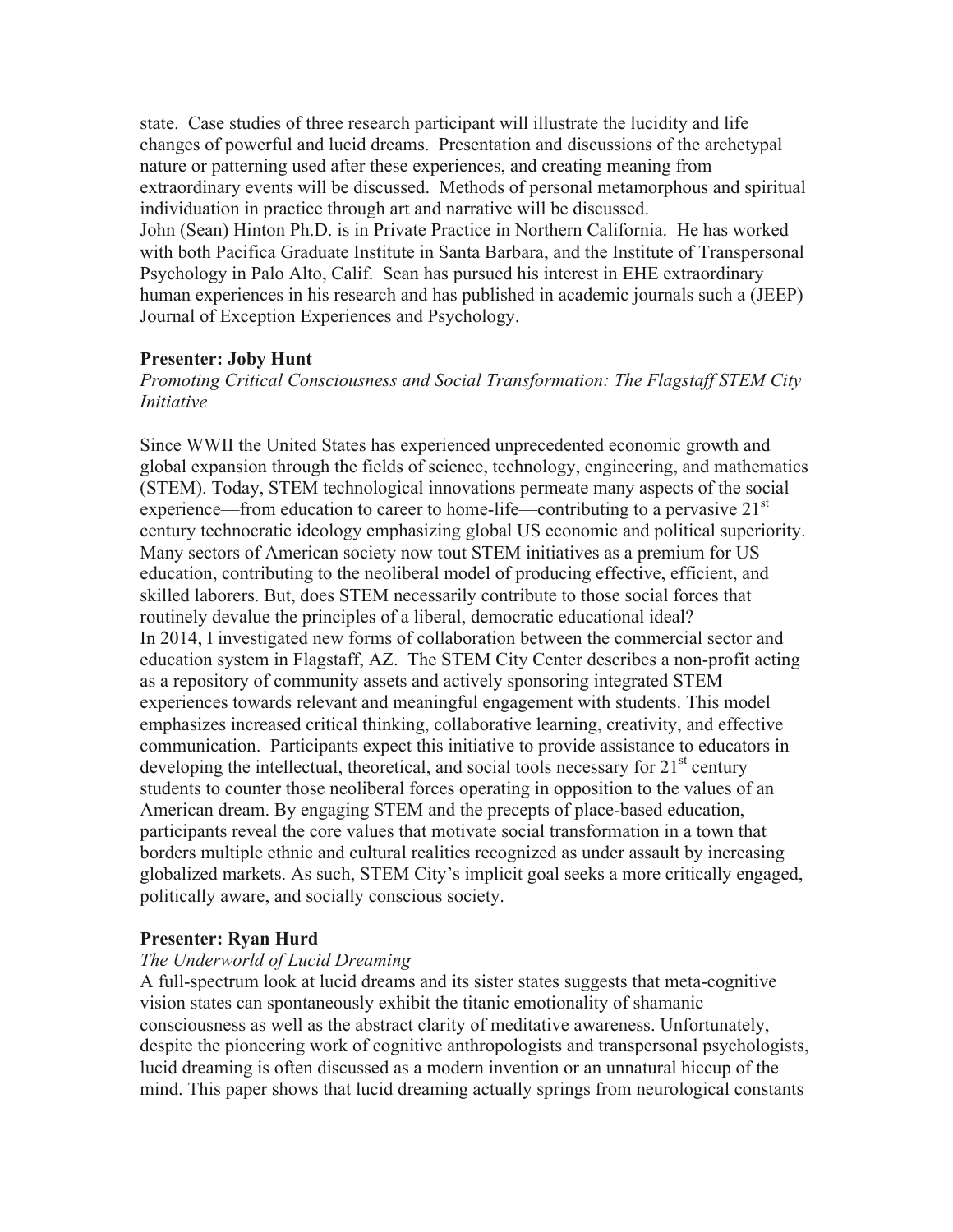state. Case studies of three research participant will illustrate the lucidity and life changes of powerful and lucid dreams. Presentation and discussions of the archetypal nature or patterning used after these experiences, and creating meaning from extraordinary events will be discussed. Methods of personal metamorphous and spiritual individuation in practice through art and narrative will be discussed.
John (Sean) Hinton Ph.D. is in Private Practice in Northern California. He has worked with both Pacifica Graduate Institute in Santa Barbara, and the Institute of Transpersonal Psychology in Palo Alto, Calif. Sean has pursued his interest in EHE extraordinary human experiences in his research and has published in academic journals such a (JEEP) Journal of Exception Experiences and Psychology.

**Presenter: Joby Hunt**

*Promoting Critical Consciousness and Social Transformation: The Flagstaff STEM City Initiative*

Since WWII the United States has experienced unprecedented economic growth and global expansion through the fields of science, technology, engineering, and mathematics (STEM). Today, STEM technological innovations permeate many aspects of the social experience—from education to career to home-life—contributing to a pervasive 21st century technocratic ideology emphasizing global US economic and political superiority. Many sectors of American society now tout STEM initiatives as a premium for US education, contributing to the neoliberal model of producing effective, efficient, and skilled laborers. But, does STEM necessarily contribute to those social forces that routinely devalue the principles of a liberal, democratic educational ideal?
In 2014, I investigated new forms of collaboration between the commercial sector and education system in Flagstaff, AZ. The STEM City Center describes a non-profit acting as a repository of community assets and actively sponsoring integrated STEM experiences towards relevant and meaningful engagement with students. This model emphasizes increased critical thinking, collaborative learning, creativity, and effective communication. Participants expect this initiative to provide assistance to educators in developing the intellectual, theoretical, and social tools necessary for 21st century students to counter those neoliberal forces operating in opposition to the values of an American dream. By engaging STEM and the precepts of place-based education, participants reveal the core values that motivate social transformation in a town that borders multiple ethnic and cultural realities recognized as under assault by increasing globalized markets. As such, STEM City's implicit goal seeks a more critically engaged, politically aware, and socially conscious society.

**Presenter: Ryan Hurd**

*The Underworld of Lucid Dreaming*

A full-spectrum look at lucid dreams and its sister states suggests that meta-cognitive vision states can spontaneously exhibit the titanic emotionality of shamanic consciousness as well as the abstract clarity of meditative awareness. Unfortunately, despite the pioneering work of cognitive anthropologists and transpersonal psychologists, lucid dreaming is often discussed as a modern invention or an unnatural hiccup of the mind. This paper shows that lucid dreaming actually springs from neurological constants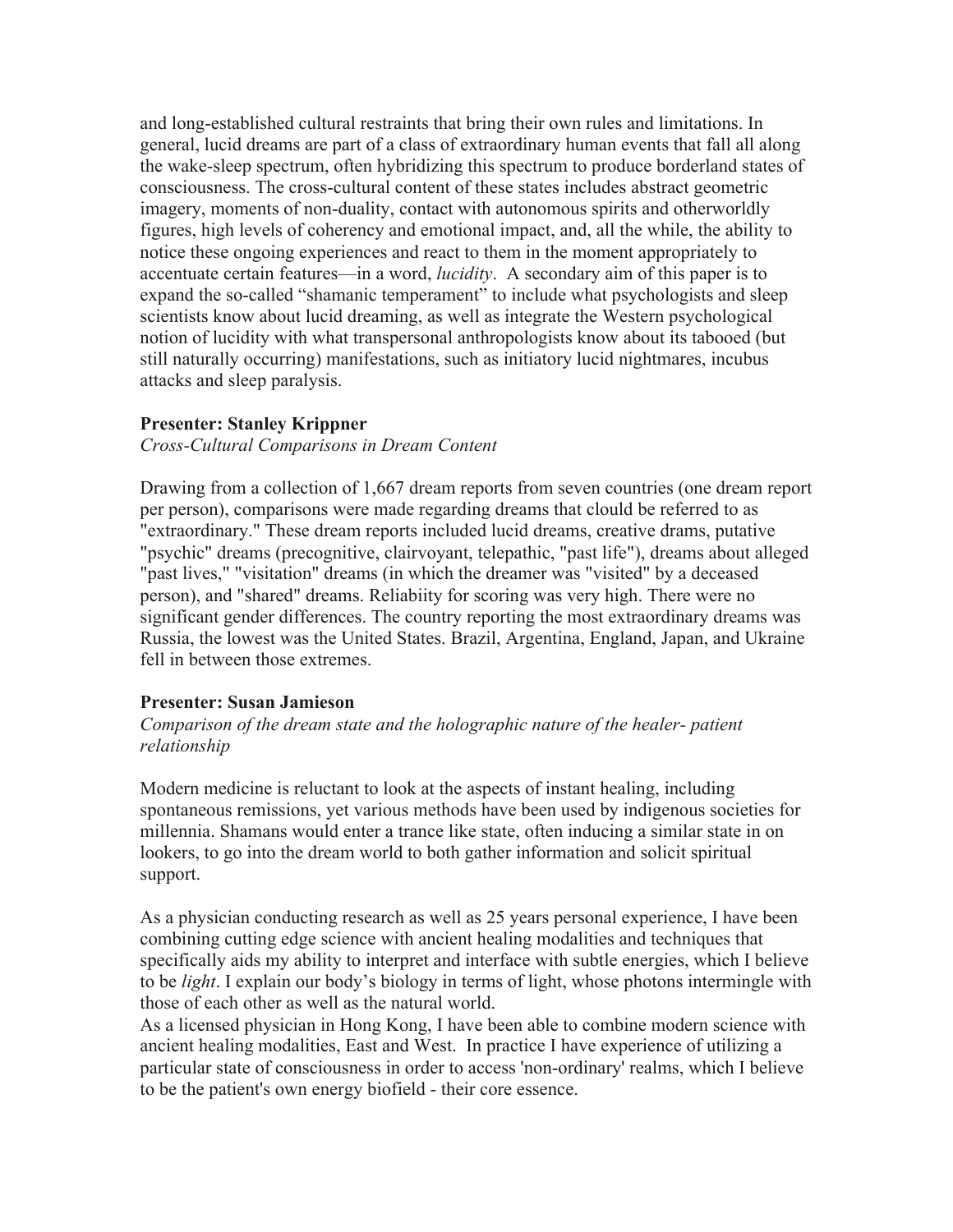and long-established cultural restraints that bring their own rules and limitations. In general, lucid dreams are part of a class of extraordinary human events that fall all along the wake-sleep spectrum, often hybridizing this spectrum to produce borderland states of consciousness. The cross-cultural content of these states includes abstract geometric imagery, moments of non-duality, contact with autonomous spirits and otherworldly figures, high levels of coherency and emotional impact, and, all the while, the ability to notice these ongoing experiences and react to them in the moment appropriately to accentuate certain features—in a word, *lucidity*. A secondary aim of this paper is to expand the so-called "shamanic temperament" to include what psychologists and sleep scientists know about lucid dreaming, as well as integrate the Western psychological notion of lucidity with what transpersonal anthropologists know about its tabooed (but still naturally occurring) manifestations, such as initiatory lucid nightmares, incubus attacks and sleep paralysis.

**Presenter: Stanley Krippner**

*Cross-Cultural Comparisons in Dream Content*

Drawing from a collection of 1,667 dream reports from seven countries (one dream report per person), comparisons were made regarding dreams that clould be referred to as "extraordinary." These dream reports included lucid dreams, creative drams, putative "psychic" dreams (precognitive, clairvoyant, telepathic, "past life"), dreams about alleged "past lives," "visitation" dreams (in which the dreamer was "visited" by a deceased person), and "shared" dreams. Reliabiity for scoring was very high. There were no significant gender differences. The country reporting the most extraordinary dreams was Russia, the lowest was the United States. Brazil, Argentina, England, Japan, and Ukraine fell in between those extremes.

**Presenter: Susan Jamieson**

*Comparison of the dream state and the holographic nature of the healer- patient relationship*

Modern medicine is reluctant to look at the aspects of instant healing, including spontaneous remissions, yet various methods have been used by indigenous societies for millennia. Shamans would enter a trance like state, often inducing a similar state in on lookers, to go into the dream world to both gather information and solicit spiritual support.

As a physician conducting research as well as 25 years personal experience, I have been combining cutting edge science with ancient healing modalities and techniques that specifically aids my ability to interpret and interface with subtle energies, which I believe to be *light*. I explain our body's biology in terms of light, whose photons intermingle with those of each other as well as the natural world.
As a licensed physician in Hong Kong, I have been able to combine modern science with ancient healing modalities, East and West. In practice I have experience of utilizing a particular state of consciousness in order to access 'non-ordinary' realms, which I believe to be the patient's own energy biofield - their core essence.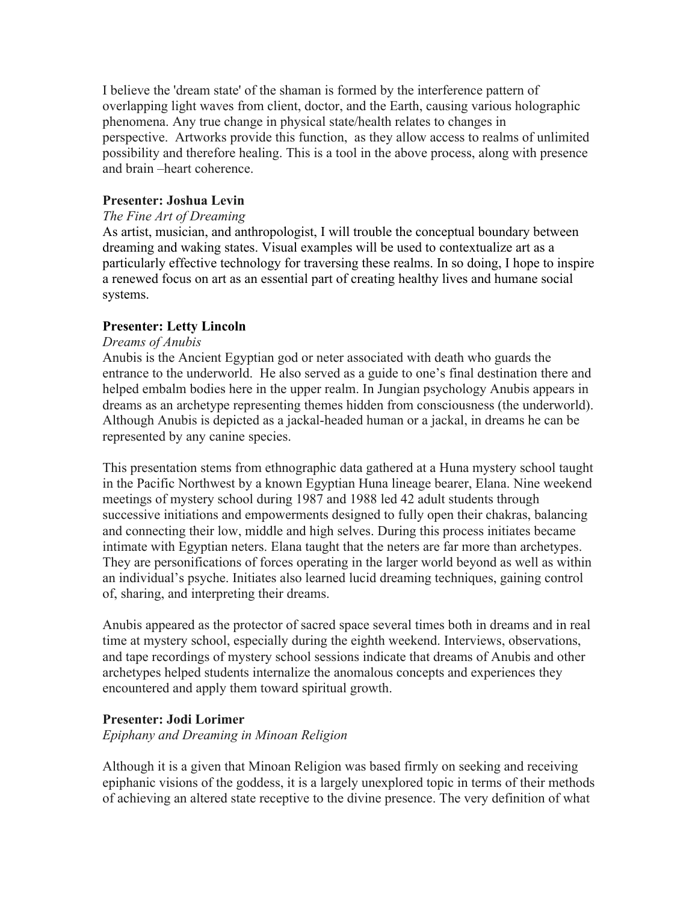I believe the 'dream state' of the shaman is formed by the interference pattern of overlapping light waves from client, doctor, and the Earth, causing various holographic phenomena. Any true change in physical state/health relates to changes in perspective. Artworks provide this function, as they allow access to realms of unlimited possibility and therefore healing. This is a tool in the above process, along with presence and brain –heart coherence.

**Presenter: Joshua Levin**

*The Fine Art of Dreaming*

As artist, musician, and anthropologist, I will trouble the conceptual boundary between dreaming and waking states. Visual examples will be used to contextualize art as a particularly effective technology for traversing these realms. In so doing, I hope to inspire a renewed focus on art as an essential part of creating healthy lives and humane social systems.

**Presenter: Letty Lincoln**

*Dreams of Anubis*

Anubis is the Ancient Egyptian god or neter associated with death who guards the entrance to the underworld. He also served as a guide to one's final destination there and helped embalm bodies here in the upper realm. In Jungian psychology Anubis appears in dreams as an archetype representing themes hidden from consciousness (the underworld). Although Anubis is depicted as a jackal-headed human or a jackal, in dreams he can be represented by any canine species.

This presentation stems from ethnographic data gathered at a Huna mystery school taught in the Pacific Northwest by a known Egyptian Huna lineage bearer, Elana. Nine weekend meetings of mystery school during 1987 and 1988 led 42 adult students through successive initiations and empowerments designed to fully open their chakras, balancing and connecting their low, middle and high selves. During this process initiates became intimate with Egyptian neters. Elana taught that the neters are far more than archetypes. They are personifications of forces operating in the larger world beyond as well as within an individual's psyche. Initiates also learned lucid dreaming techniques, gaining control of, sharing, and interpreting their dreams.

Anubis appeared as the protector of sacred space several times both in dreams and in real time at mystery school, especially during the eighth weekend. Interviews, observations, and tape recordings of mystery school sessions indicate that dreams of Anubis and other archetypes helped students internalize the anomalous concepts and experiences they encountered and apply them toward spiritual growth.

**Presenter: Jodi Lorimer**

*Epiphany and Dreaming in Minoan Religion*

Although it is a given that Minoan Religion was based firmly on seeking and receiving epiphanic visions of the goddess, it is a largely unexplored topic in terms of their methods of achieving an altered state receptive to the divine presence. The very definition of what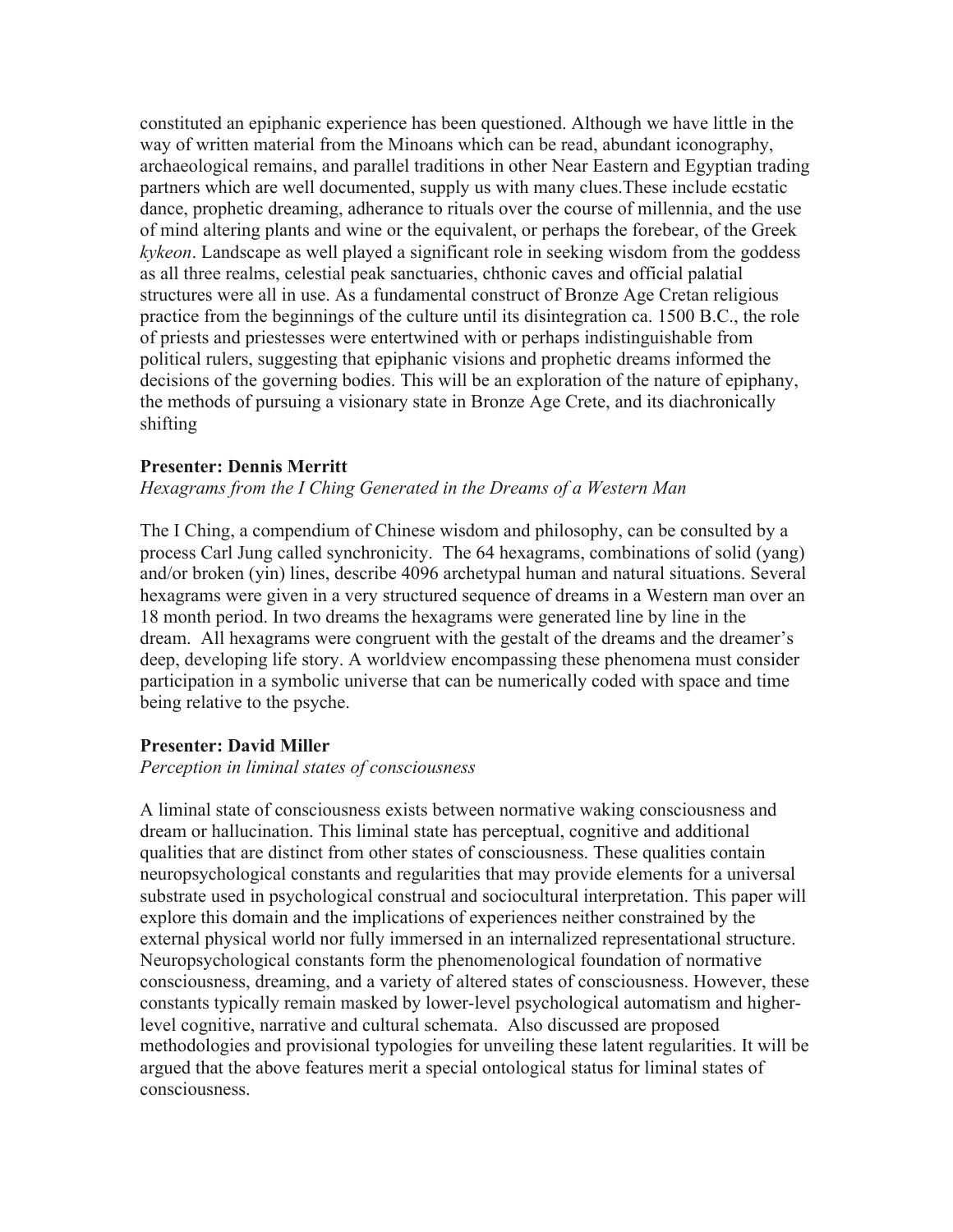constituted an epiphanic experience has been questioned. Although we have little in the way of written material from the Minoans which can be read, abundant iconography, archaeological remains, and parallel traditions in other Near Eastern and Egyptian trading partners which are well documented, supply us with many clues.These include ecstatic dance, prophetic dreaming, adherance to rituals over the course of millennia, and the use of mind altering plants and wine or the equivalent, or perhaps the forebear, of the Greek *kykeon*. Landscape as well played a significant role in seeking wisdom from the goddess as all three realms, celestial peak sanctuaries, chthonic caves and official palatial structures were all in use. As a fundamental construct of Bronze Age Cretan religious practice from the beginnings of the culture until its disintegration ca. 1500 B.C., the role of priests and priestesses were entertwined with or perhaps indistinguishable from political rulers, suggesting that epiphanic visions and prophetic dreams informed the decisions of the governing bodies. This will be an exploration of the nature of epiphany, the methods of pursuing a visionary state in Bronze Age Crete, and its diachronically shifting

**Presenter: Dennis Merritt**
*Hexagrams from the I Ching Generated in the Dreams of a Western Man*

The I Ching, a compendium of Chinese wisdom and philosophy, can be consulted by a process Carl Jung called synchronicity. The 64 hexagrams, combinations of solid (yang) and/or broken (yin) lines, describe 4096 archetypal human and natural situations. Several hexagrams were given in a very structured sequence of dreams in a Western man over an 18 month period. In two dreams the hexagrams were generated line by line in the dream. All hexagrams were congruent with the gestalt of the dreams and the dreamer's deep, developing life story. A worldview encompassing these phenomena must consider participation in a symbolic universe that can be numerically coded with space and time being relative to the psyche.

**Presenter: David Miller**
*Perception in liminal states of consciousness*

A liminal state of consciousness exists between normative waking consciousness and dream or hallucination. This liminal state has perceptual, cognitive and additional qualities that are distinct from other states of consciousness. These qualities contain neuropsychological constants and regularities that may provide elements for a universal substrate used in psychological construal and sociocultural interpretation. This paper will explore this domain and the implications of experiences neither constrained by the external physical world nor fully immersed in an internalized representational structure. Neuropsychological constants form the phenomenological foundation of normative consciousness, dreaming, and a variety of altered states of consciousness. However, these constants typically remain masked by lower-level psychological automatism and higher-level cognitive, narrative and cultural schemata. Also discussed are proposed methodologies and provisional typologies for unveiling these latent regularities. It will be argued that the above features merit a special ontological status for liminal states of consciousness.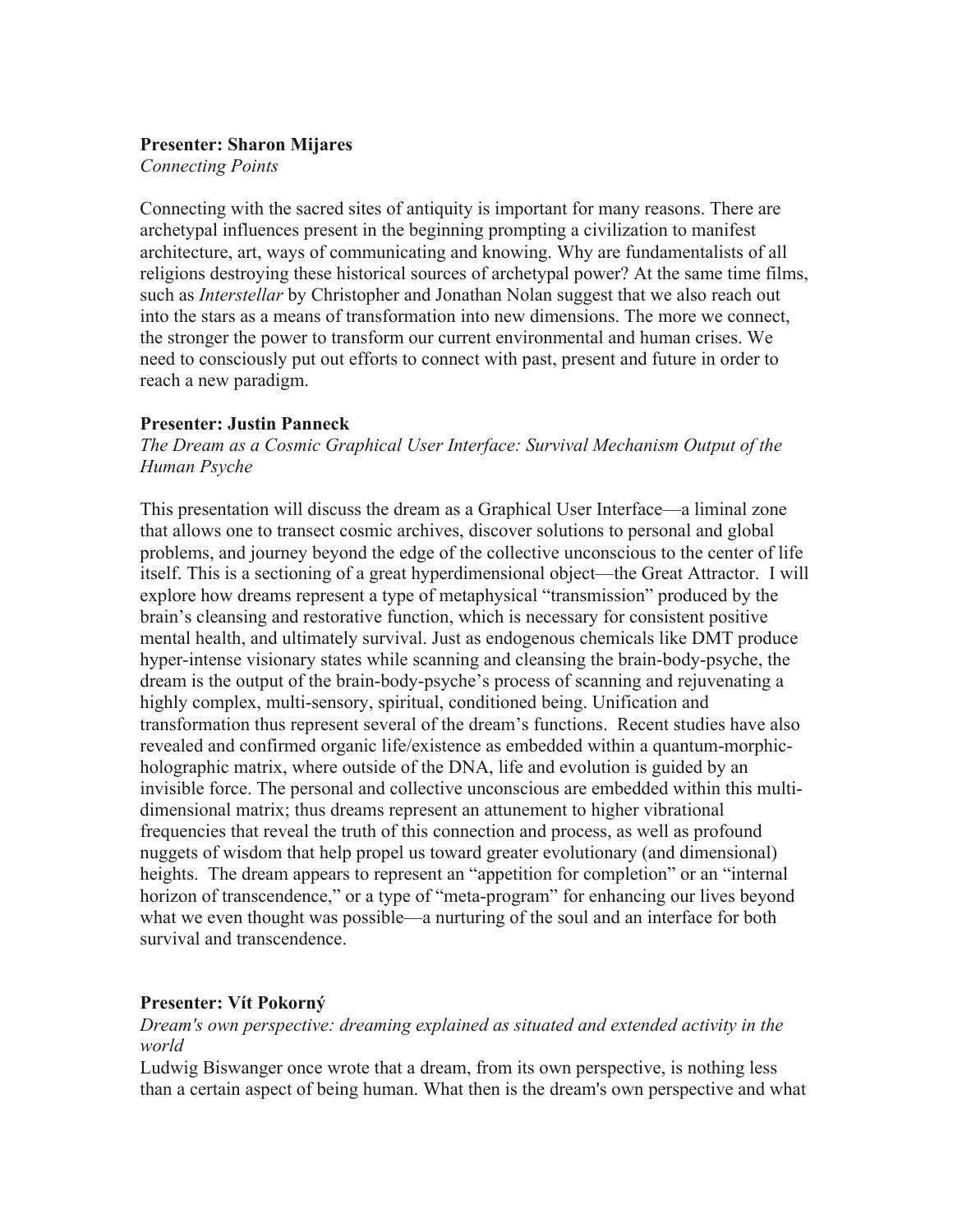**Presenter: Sharon Mijares**

*Connecting Points*

Connecting with the sacred sites of antiquity is important for many reasons. There are archetypal influences present in the beginning prompting a civilization to manifest architecture, art, ways of communicating and knowing. Why are fundamentalists of all religions destroying these historical sources of archetypal power? At the same time films, such as *Interstellar* by Christopher and Jonathan Nolan suggest that we also reach out into the stars as a means of transformation into new dimensions. The more we connect, the stronger the power to transform our current environmental and human crises. We need to consciously put out efforts to connect with past, present and future in order to reach a new paradigm.

**Presenter: Justin Panneck**

*The Dream as a Cosmic Graphical User Interface: Survival Mechanism Output of the Human Psyche*

This presentation will discuss the dream as a Graphical User Interface—a liminal zone that allows one to transect cosmic archives, discover solutions to personal and global problems, and journey beyond the edge of the collective unconscious to the center of life itself. This is a sectioning of a great hyperdimensional object—the Great Attractor. I will explore how dreams represent a type of metaphysical "transmission" produced by the brain's cleansing and restorative function, which is necessary for consistent positive mental health, and ultimately survival. Just as endogenous chemicals like DMT produce hyper-intense visionary states while scanning and cleansing the brain-body-psyche, the dream is the output of the brain-body-psyche's process of scanning and rejuvenating a highly complex, multi-sensory, spiritual, conditioned being. Unification and transformation thus represent several of the dream's functions. Recent studies have also revealed and confirmed organic life/existence as embedded within a quantum-morphic-holographic matrix, where outside of the DNA, life and evolution is guided by an invisible force. The personal and collective unconscious are embedded within this multi-dimensional matrix; thus dreams represent an attunement to higher vibrational frequencies that reveal the truth of this connection and process, as well as profound nuggets of wisdom that help propel us toward greater evolutionary (and dimensional) heights. The dream appears to represent an "appetition for completion" or an "internal horizon of transcendence," or a type of "meta-program" for enhancing our lives beyond what we even thought was possible—a nurturing of the soul and an interface for both survival and transcendence.

**Presenter: Vít Pokorný**

*Dream's own perspective: dreaming explained as situated and extended activity in the world*

Ludwig Biswanger once wrote that a dream, from its own perspective, is nothing less than a certain aspect of being human. What then is the dream's own perspective and what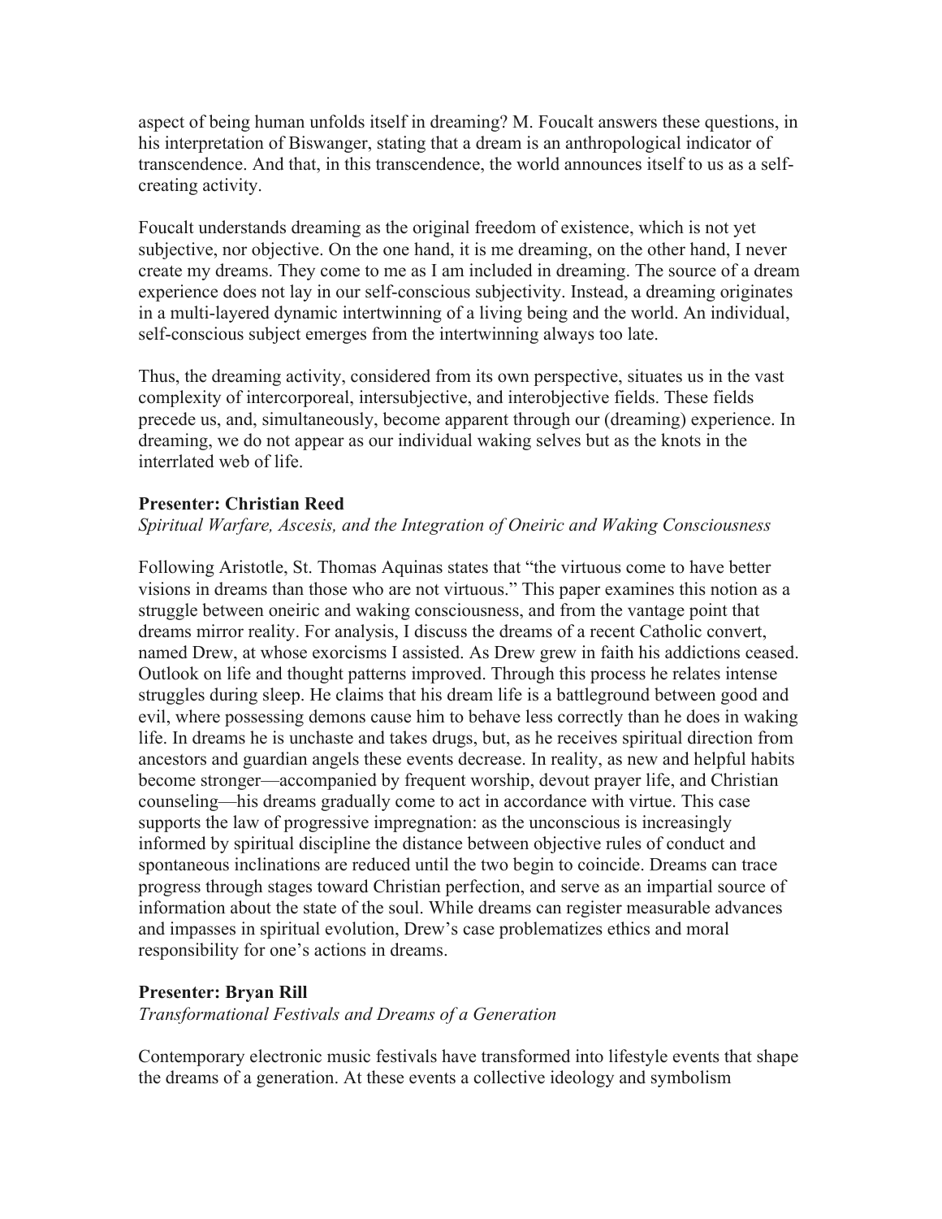aspect of being human unfolds itself in dreaming? M. Foucalt answers these questions, in his interpretation of Biswanger, stating that a dream is an anthropological indicator of transcendence. And that, in this transcendence, the world announces itself to us as a self-creating activity.

Foucalt understands dreaming as the original freedom of existence, which is not yet subjective, nor objective. On the one hand, it is me dreaming, on the other hand, I never create my dreams. They come to me as I am included in dreaming. The source of a dream experience does not lay in our self-conscious subjectivity. Instead, a dreaming originates in a multi-layered dynamic intertwinning of a living being and the world. An individual, self-conscious subject emerges from the intertwinning always too late.

Thus, the dreaming activity, considered from its own perspective, situates us in the vast complexity of intercorporeal, intersubjective, and interobjective fields. These fields precede us, and, simultaneously, become apparent through our (dreaming) experience. In dreaming, we do not appear as our individual waking selves but as the knots in the interrlated web of life.

**Presenter: Christian Reed**

*Spiritual Warfare, Ascesis, and the Integration of Oneiric and Waking Consciousness*

Following Aristotle, St. Thomas Aquinas states that "the virtuous come to have better visions in dreams than those who are not virtuous." This paper examines this notion as a struggle between oneiric and waking consciousness, and from the vantage point that dreams mirror reality. For analysis, I discuss the dreams of a recent Catholic convert, named Drew, at whose exorcisms I assisted. As Drew grew in faith his addictions ceased. Outlook on life and thought patterns improved. Through this process he relates intense struggles during sleep. He claims that his dream life is a battleground between good and evil, where possessing demons cause him to behave less correctly than he does in waking life. In dreams he is unchaste and takes drugs, but, as he receives spiritual direction from ancestors and guardian angels these events decrease. In reality, as new and helpful habits become stronger—accompanied by frequent worship, devout prayer life, and Christian counseling—his dreams gradually come to act in accordance with virtue. This case supports the law of progressive impregnation: as the unconscious is increasingly informed by spiritual discipline the distance between objective rules of conduct and spontaneous inclinations are reduced until the two begin to coincide. Dreams can trace progress through stages toward Christian perfection, and serve as an impartial source of information about the state of the soul. While dreams can register measurable advances and impasses in spiritual evolution, Drew's case problematizes ethics and moral responsibility for one's actions in dreams.

**Presenter: Bryan Rill**

*Transformational Festivals and Dreams of a Generation*

Contemporary electronic music festivals have transformed into lifestyle events that shape the dreams of a generation. At these events a collective ideology and symbolism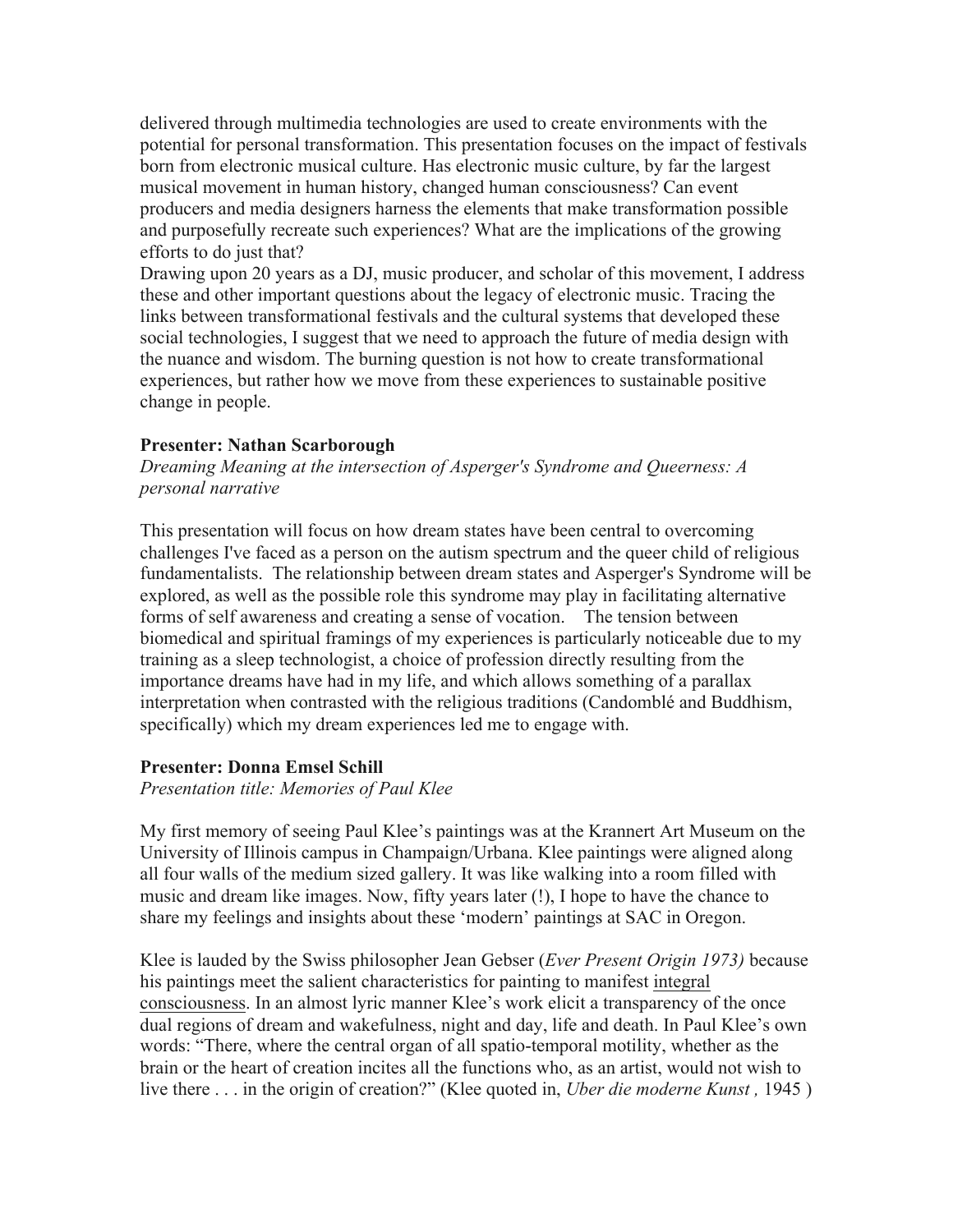delivered through multimedia technologies are used to create environments with the potential for personal transformation. This presentation focuses on the impact of festivals born from electronic musical culture. Has electronic music culture, by far the largest musical movement in human history, changed human consciousness? Can event producers and media designers harness the elements that make transformation possible and purposefully recreate such experiences? What are the implications of the growing efforts to do just that?
Drawing upon 20 years as a DJ, music producer, and scholar of this movement, I address these and other important questions about the legacy of electronic music. Tracing the links between transformational festivals and the cultural systems that developed these social technologies, I suggest that we need to approach the future of media design with the nuance and wisdom. The burning question is not how to create transformational experiences, but rather how we move from these experiences to sustainable positive change in people.

**Presenter: Nathan Scarborough**
*Dreaming Meaning at the intersection of Asperger's Syndrome and Queerness: A personal narrative*

This presentation will focus on how dream states have been central to overcoming challenges I've faced as a person on the autism spectrum and the queer child of religious fundamentalists. The relationship between dream states and Asperger's Syndrome will be explored, as well as the possible role this syndrome may play in facilitating alternative forms of self awareness and creating a sense of vocation. The tension between biomedical and spiritual framings of my experiences is particularly noticeable due to my training as a sleep technologist, a choice of profession directly resulting from the importance dreams have had in my life, and which allows something of a parallax interpretation when contrasted with the religious traditions (Candomblé and Buddhism, specifically) which my dream experiences led me to engage with.

**Presenter: Donna Emsel Schill**
*Presentation title: Memories of Paul Klee*

My first memory of seeing Paul Klee's paintings was at the Krannert Art Museum on the University of Illinois campus in Champaign/Urbana. Klee paintings were aligned along all four walls of the medium sized gallery. It was like walking into a room filled with music and dream like images. Now, fifty years later (!), I hope to have the chance to share my feelings and insights about these 'modern' paintings at SAC in Oregon.

Klee is lauded by the Swiss philosopher Jean Gebser (*Ever Present Origin 1973)* because his paintings meet the salient characteristics for painting to manifest <u>integral consciousness</u>. In an almost lyric manner Klee's work elicit a transparency of the once dual regions of dream and wakefulness, night and day, life and death. In Paul Klee's own words: "There, where the central organ of all spatio-temporal motility, whether as the brain or the heart of creation incites all the functions who, as an artist, would not wish to live there . . . in the origin of creation?" (Klee quoted in, *Uber die moderne Kunst ,* 1945 )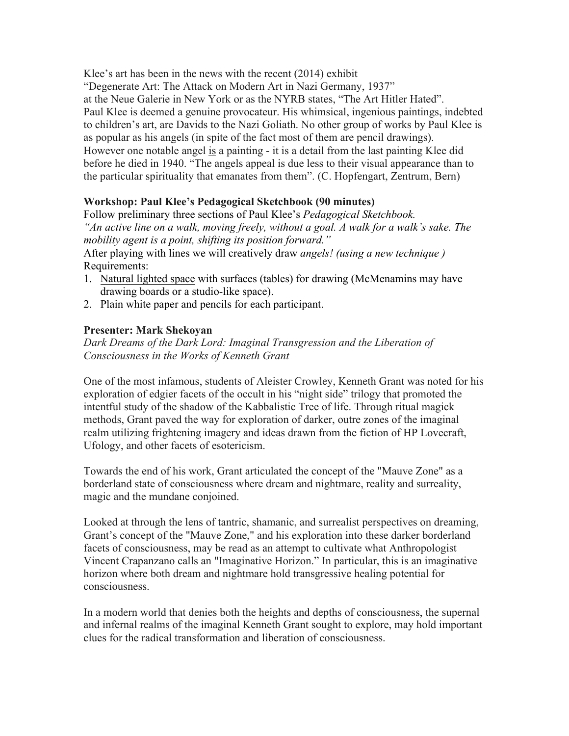Klee's art has been in the news with the recent (2014) exhibit
"Degenerate Art: The Attack on Modern Art in Nazi Germany, 1937"
at the Neue Galerie in New York or as the NYRB states, "The Art Hitler Hated".
Paul Klee is deemed a genuine provocateur. His whimsical, ingenious paintings, indebted to children's art, are Davids to the Nazi Goliath. No other group of works by Paul Klee is as popular as his angels (in spite of the fact most of them are pencil drawings).
However one notable angel <u>is</u> a painting - it is a detail from the last painting Klee did before he died in 1940. "The angels appeal is due less to their visual appearance than to the particular spirituality that emanates from them". (C. Hopfengart, Zentrum, Bern)

**Workshop: Paul Klee's Pedagogical Sketchbook (90 minutes)**

Follow preliminary three sections of Paul Klee's *Pedagogical Sketchbook.*
*"An active line on a walk, moving freely, without a goal. A walk for a walk's sake. The mobility agent is a point, shifting its position forward."*
After playing with lines we will creatively draw *angels! (using a new technique )*
Requirements:

1. <u>Natural lighted space</u> with surfaces (tables) for drawing (McMenamins may have drawing boards or a studio-like space).
2. Plain white paper and pencils for each participant.

**Presenter: Mark Shekoyan**

*Dark Dreams of the Dark Lord: Imaginal Transgression and the Liberation of Consciousness in the Works of Kenneth Grant*

One of the most infamous, students of Aleister Crowley, Kenneth Grant was noted for his exploration of edgier facets of the occult in his "night side" trilogy that promoted the intentful study of the shadow of the Kabbalistic Tree of life. Through ritual magick methods, Grant paved the way for exploration of darker, outre zones of the imaginal realm utilizing frightening imagery and ideas drawn from the fiction of HP Lovecraft, Ufology, and other facets of esotericism.

Towards the end of his work, Grant articulated the concept of the "Mauve Zone" as a borderland state of consciousness where dream and nightmare, reality and surreality, magic and the mundane conjoined.

Looked at through the lens of tantric, shamanic, and surrealist perspectives on dreaming, Grant's concept of the "Mauve Zone," and his exploration into these darker borderland facets of consciousness, may be read as an attempt to cultivate what Anthropologist Vincent Crapanzano calls an "Imaginative Horizon." In particular, this is an imaginative horizon where both dream and nightmare hold transgressive healing potential for consciousness.

In a modern world that denies both the heights and depths of consciousness, the supernal and infernal realms of the imaginal Kenneth Grant sought to explore, may hold important clues for the radical transformation and liberation of consciousness.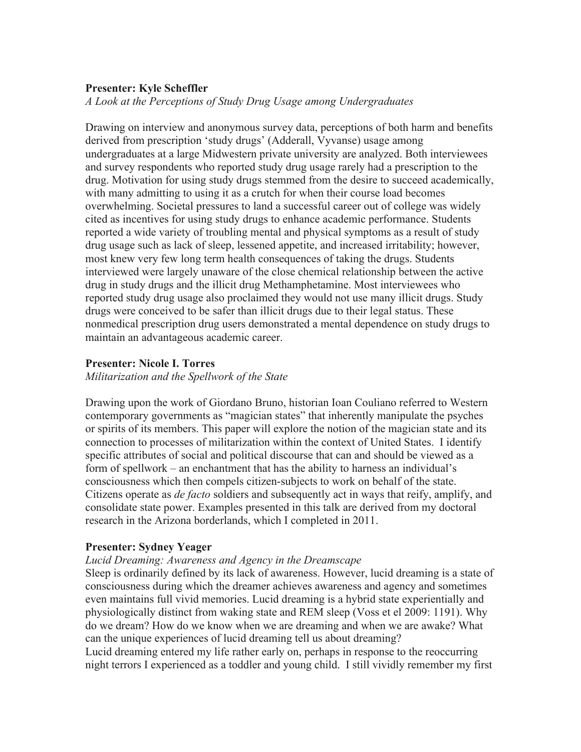**Presenter: Kyle Scheffler**

*A Look at the Perceptions of Study Drug Usage among Undergraduates*

Drawing on interview and anonymous survey data, perceptions of both harm and benefits derived from prescription 'study drugs' (Adderall, Vyvanse) usage among undergraduates at a large Midwestern private university are analyzed. Both interviewees and survey respondents who reported study drug usage rarely had a prescription to the drug. Motivation for using study drugs stemmed from the desire to succeed academically, with many admitting to using it as a crutch for when their course load becomes overwhelming. Societal pressures to land a successful career out of college was widely cited as incentives for using study drugs to enhance academic performance. Students reported a wide variety of troubling mental and physical symptoms as a result of study drug usage such as lack of sleep, lessened appetite, and increased irritability; however, most knew very few long term health consequences of taking the drugs. Students interviewed were largely unaware of the close chemical relationship between the active drug in study drugs and the illicit drug Methamphetamine. Most interviewees who reported study drug usage also proclaimed they would not use many illicit drugs. Study drugs were conceived to be safer than illicit drugs due to their legal status. These nonmedical prescription drug users demonstrated a mental dependence on study drugs to maintain an advantageous academic career.

**Presenter: Nicole I. Torres**

*Militarization and the Spellwork of the State*

Drawing upon the work of Giordano Bruno, historian Ioan Couliano referred to Western contemporary governments as "magician states" that inherently manipulate the psyches or spirits of its members. This paper will explore the notion of the magician state and its connection to processes of militarization within the context of United States. I identify specific attributes of social and political discourse that can and should be viewed as a form of spellwork – an enchantment that has the ability to harness an individual's consciousness which then compels citizen-subjects to work on behalf of the state. Citizens operate as *de facto* soldiers and subsequently act in ways that reify, amplify, and consolidate state power. Examples presented in this talk are derived from my doctoral research in the Arizona borderlands, which I completed in 2011.

**Presenter: Sydney Yeager**

*Lucid Dreaming: Awareness and Agency in the Dreamscape*

Sleep is ordinarily defined by its lack of awareness. However, lucid dreaming is a state of consciousness during which the dreamer achieves awareness and agency and sometimes even maintains full vivid memories. Lucid dreaming is a hybrid state experientially and physiologically distinct from waking state and REM sleep (Voss et el 2009: 1191). Why do we dream? How do we know when we are dreaming and when we are awake? What can the unique experiences of lucid dreaming tell us about dreaming?

Lucid dreaming entered my life rather early on, perhaps in response to the reoccurring night terrors I experienced as a toddler and young child. I still vividly remember my first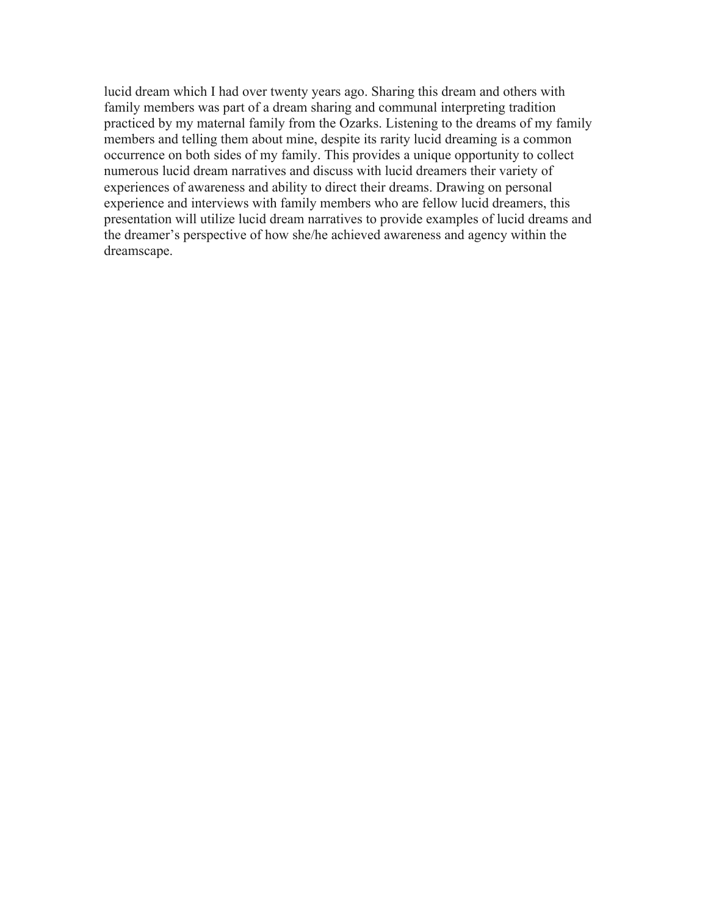lucid dream which I had over twenty years ago. Sharing this dream and others with family members was part of a dream sharing and communal interpreting tradition practiced by my maternal family from the Ozarks. Listening to the dreams of my family members and telling them about mine, despite its rarity lucid dreaming is a common occurrence on both sides of my family. This provides a unique opportunity to collect numerous lucid dream narratives and discuss with lucid dreamers their variety of experiences of awareness and ability to direct their dreams. Drawing on personal experience and interviews with family members who are fellow lucid dreamers, this presentation will utilize lucid dream narratives to provide examples of lucid dreams and the dreamer's perspective of how she/he achieved awareness and agency within the dreamscape.